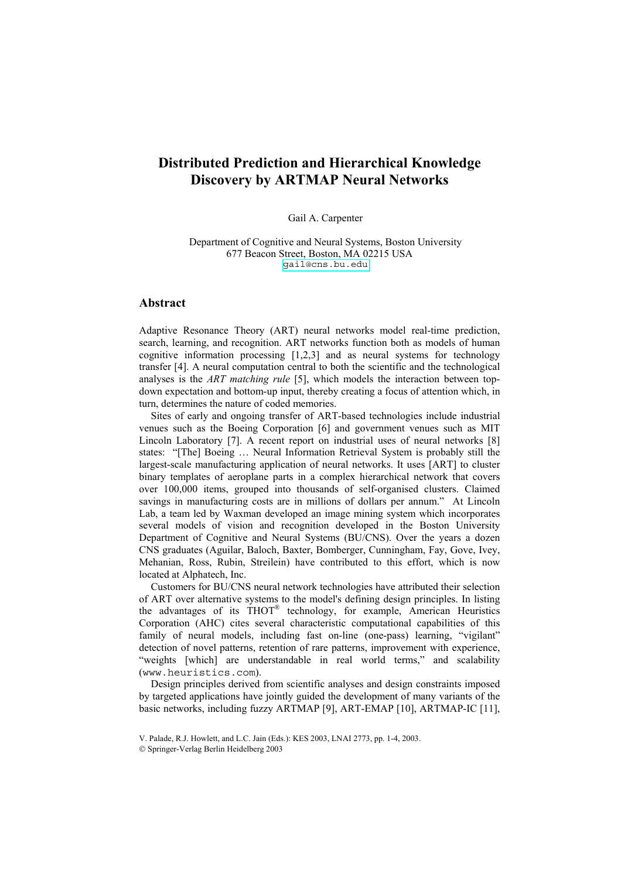# Distributed Prediction and Hierarchical Knowledge Discovery by ARTMAP Neural Networks

Gail A. Carpenter

Department of Cognitive and Neural Systems, Boston University
677 Beacon Street, Boston, MA 02215 USA
gail@cns.bu.edu

## Abstract

Adaptive Resonance Theory (ART) neural networks model real-time prediction, search, learning, and recognition. ART networks function both as models of human cognitive information processing [1,2,3] and as neural systems for technology transfer [4]. A neural computation central to both the scientific and the technological analyses is the *ART matching rule* [5], which models the interaction between top-down expectation and bottom-up input, thereby creating a focus of attention which, in turn, determines the nature of coded memories.

Sites of early and ongoing transfer of ART-based technologies include industrial venues such as the Boeing Corporation [6] and government venues such as MIT Lincoln Laboratory [7]. A recent report on industrial uses of neural networks [8] states: "[The] Boeing … Neural Information Retrieval System is probably still the largest-scale manufacturing application of neural networks. It uses [ART] to cluster binary templates of aeroplane parts in a complex hierarchical network that covers over 100,000 items, grouped into thousands of self-organised clusters. Claimed savings in manufacturing costs are in millions of dollars per annum." At Lincoln Lab, a team led by Waxman developed an image mining system which incorporates several models of vision and recognition developed in the Boston University Department of Cognitive and Neural Systems (BU/CNS). Over the years a dozen CNS graduates (Aguilar, Baloch, Baxter, Bomberger, Cunningham, Fay, Gove, Ivey, Mehanian, Ross, Rubin, Streilein) have contributed to this effort, which is now located at Alphatech, Inc.

Customers for BU/CNS neural network technologies have attributed their selection of ART over alternative systems to the model's defining design principles. In listing the advantages of its THOT® technology, for example, American Heuristics Corporation (AHC) cites several characteristic computational capabilities of this family of neural models, including fast on-line (one-pass) learning, "vigilant" detection of novel patterns, retention of rare patterns, improvement with experience, "weights [which] are understandable in real world terms," and scalability (www.heuristics.com).

Design principles derived from scientific analyses and design constraints imposed by targeted applications have jointly guided the development of many variants of the basic networks, including fuzzy ARTMAP [9], ART-EMAP [10], ARTMAP-IC [11],

V. Palade, R.J. Howlett, and L.C. Jain (Eds.): KES 2003, LNAI 2773, pp. 1-4, 2003.
© Springer-Verlag Berlin Heidelberg 2003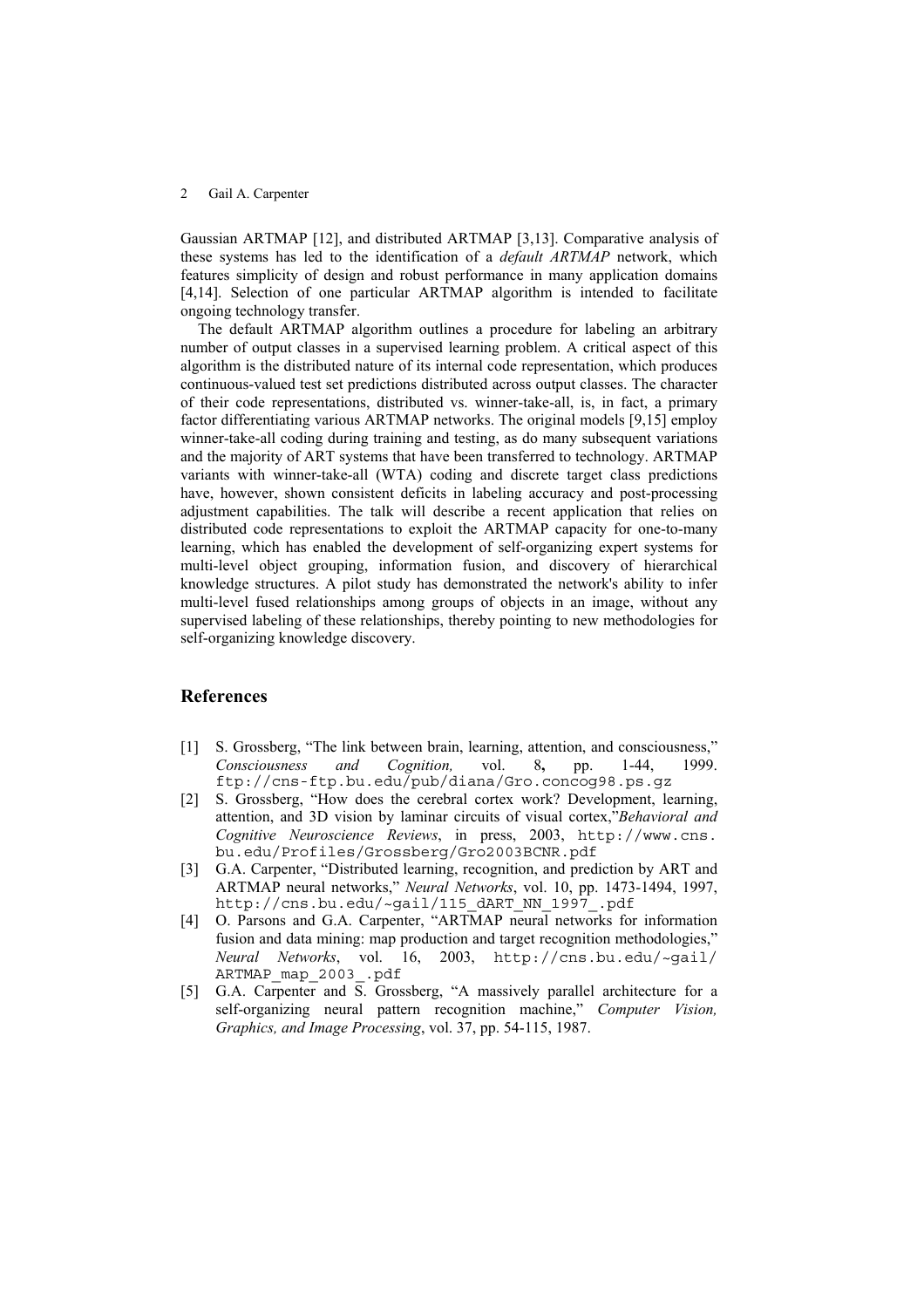Gaussian ARTMAP [12], and distributed ARTMAP [3,13]. Comparative analysis of these systems has led to the identification of a *default ARTMAP* network, which features simplicity of design and robust performance in many application domains [4,14]. Selection of one particular ARTMAP algorithm is intended to facilitate ongoing technology transfer.

The default ARTMAP algorithm outlines a procedure for labeling an arbitrary number of output classes in a supervised learning problem. A critical aspect of this algorithm is the distributed nature of its internal code representation, which produces continuous-valued test set predictions distributed across output classes. The character of their code representations, distributed vs. winner-take-all, is, in fact, a primary factor differentiating various ARTMAP networks. The original models [9,15] employ winner-take-all coding during training and testing, as do many subsequent variations and the majority of ART systems that have been transferred to technology. ARTMAP variants with winner-take-all (WTA) coding and discrete target class predictions have, however, shown consistent deficits in labeling accuracy and post-processing adjustment capabilities. The talk will describe a recent application that relies on distributed code representations to exploit the ARTMAP capacity for one-to-many learning, which has enabled the development of self-organizing expert systems for multi-level object grouping, information fusion, and discovery of hierarchical knowledge structures. A pilot study has demonstrated the network's ability to infer multi-level fused relationships among groups of objects in an image, without any supervised labeling of these relationships, thereby pointing to new methodologies for self-organizing knowledge discovery.

## References

[1] S. Grossberg, "The link between brain, learning, attention, and consciousness," *Consciousness and Cognition,* vol. 8**,** pp. 1-44, 1999. `ftp://cns-ftp.bu.edu/pub/diana/Gro.concog98.ps.gz`

[2] S. Grossberg, "How does the cerebral cortex work? Development, learning, attention, and 3D vision by laminar circuits of visual cortex,"*Behavioral and Cognitive Neuroscience Reviews*, in press, 2003, `http://www.cns.bu.edu/Profiles/Grossberg/Gro2003BCNR.pdf`

[3] G.A. Carpenter, "Distributed learning, recognition, and prediction by ART and ARTMAP neural networks," *Neural Networks*, vol. 10, pp. 1473-1494, 1997, `http://cns.bu.edu/~gail/115_dART_NN_1997_.pdf`

[4] O. Parsons and G.A. Carpenter, "ARTMAP neural networks for information fusion and data mining: map production and target recognition methodologies," *Neural Networks*, vol. 16, 2003, `http://cns.bu.edu/~gail/ARTMAP_map_2003_.pdf`

[5] G.A. Carpenter and S. Grossberg, "A massively parallel architecture for a self-organizing neural pattern recognition machine," *Computer Vision, Graphics, and Image Processing*, vol. 37, pp. 54-115, 1987.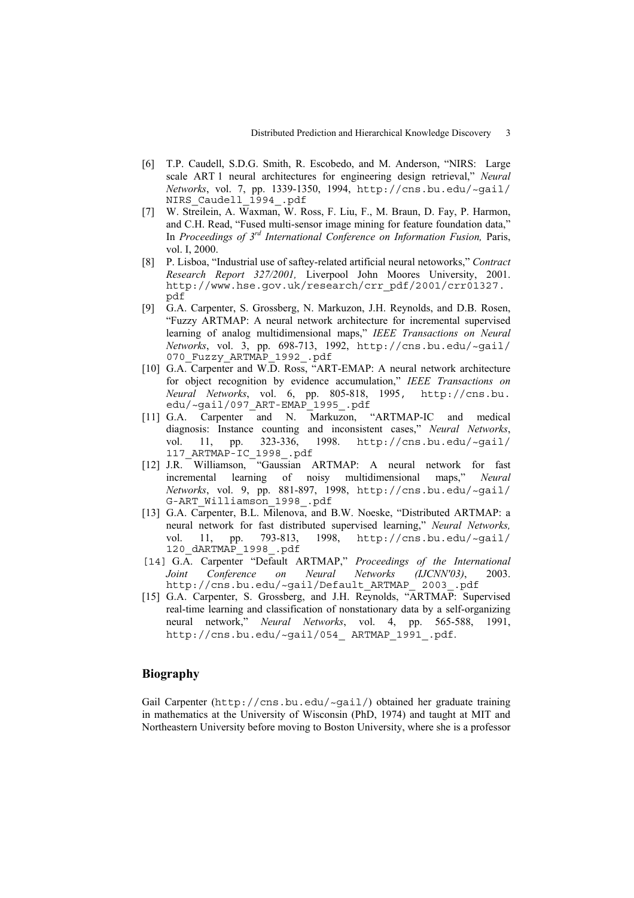[6] T.P. Caudell, S.D.G. Smith, R. Escobedo, and M. Anderson, "NIRS: Large scale ART 1 neural architectures for engineering design retrieval," *Neural Networks*, vol. 7, pp. 1339-1350, 1994, http://cns.bu.edu/~gail/NIRS_Caudell_1994_.pdf

[7] W. Streilein, A. Waxman, W. Ross, F. Liu, F., M. Braun, D. Fay, P. Harmon, and C.H. Read, "Fused multi-sensor image mining for feature foundation data," In *Proceedings of 3rd International Conference on Information Fusion,* Paris, vol. I, 2000.

[8] P. Lisboa, "Industrial use of saftey-related artificial neural netoworks," *Contract Research Report 327/2001,* Liverpool John Moores University, 2001. http://www.hse.gov.uk/research/crr_pdf/2001/crr01327.pdf

[9] G.A. Carpenter, S. Grossberg, N. Markuzon, J.H. Reynolds, and D.B. Rosen, "Fuzzy ARTMAP: A neural network architecture for incremental supervised learning of analog multidimensional maps," *IEEE Transactions on Neural Networks*, vol. 3, pp. 698-713, 1992, http://cns.bu.edu/~gail/070_Fuzzy_ARTMAP_1992_.pdf

[10] G.A. Carpenter and W.D. Ross, "ART-EMAP: A neural network architecture for object recognition by evidence accumulation," *IEEE Transactions on Neural Networks*, vol. 6, pp. 805-818, 1995, http://cns.bu.edu/~gail/097_ART-EMAP_1995_.pdf

[11] G.A. Carpenter and N. Markuzon, "ARTMAP-IC and medical diagnosis: Instance counting and inconsistent cases," *Neural Networks*, vol. 11, pp. 323-336, 1998. http://cns.bu.edu/~gail/117_ARTMAP-IC_1998_.pdf

[12] J.R. Williamson, "Gaussian ARTMAP: A neural network for fast incremental learning of noisy multidimensional maps," *Neural Networks*, vol. 9, pp. 881-897, 1998, http://cns.bu.edu/~gail/G-ART_Williamson_1998_.pdf

[13] G.A. Carpenter, B.L. Milenova, and B.W. Noeske, "Distributed ARTMAP: a neural network for fast distributed supervised learning," *Neural Networks,* vol. 11, pp. 793-813, 1998, http://cns.bu.edu/~gail/120_dARTMAP_1998_.pdf

[14] G.A. Carpenter "Default ARTMAP," *Proceedings of the International Joint Conference on Neural Networks (IJCNN'03)*, 2003. http://cns.bu.edu/~gail/Default_ARTMAP_ 2003_.pdf

[15] G.A. Carpenter, S. Grossberg, and J.H. Reynolds, "ARTMAP: Supervised real-time learning and classification of nonstationary data by a self-organizing neural network," *Neural Networks*, vol. 4, pp. 565-588, 1991, http://cns.bu.edu/~gail/054_ ARTMAP_1991_.pdf.

## Biography

Gail Carpenter (http://cns.bu.edu/~gail/) obtained her graduate training in mathematics at the University of Wisconsin (PhD, 1974) and taught at MIT and Northeastern University before moving to Boston University, where she is a professor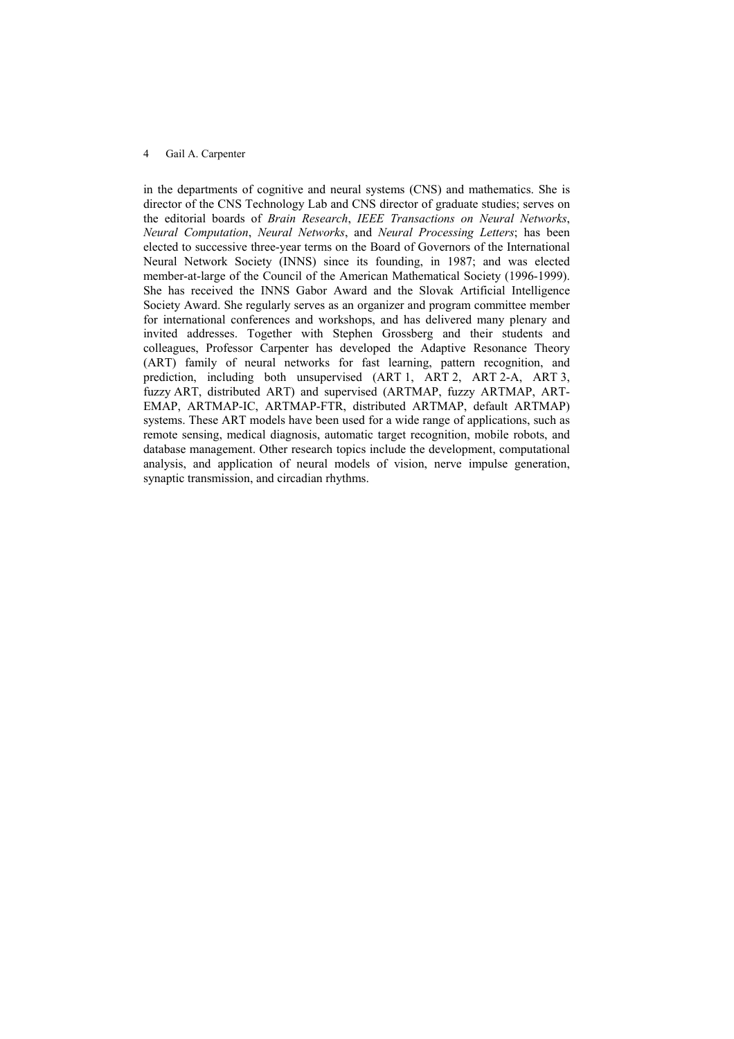in the departments of cognitive and neural systems (CNS) and mathematics. She is director of the CNS Technology Lab and CNS director of graduate studies; serves on the editorial boards of *Brain Research*, *IEEE Transactions on Neural Networks*, *Neural Computation*, *Neural Networks*, and *Neural Processing Letters*; has been elected to successive three-year terms on the Board of Governors of the International Neural Network Society (INNS) since its founding, in 1987; and was elected member-at-large of the Council of the American Mathematical Society (1996-1999). She has received the INNS Gabor Award and the Slovak Artificial Intelligence Society Award. She regularly serves as an organizer and program committee member for international conferences and workshops, and has delivered many plenary and invited addresses. Together with Stephen Grossberg and their students and colleagues, Professor Carpenter has developed the Adaptive Resonance Theory (ART) family of neural networks for fast learning, pattern recognition, and prediction, including both unsupervised (ART 1, ART 2, ART 2-A, ART 3, fuzzy ART, distributed ART) and supervised (ARTMAP, fuzzy ARTMAP, ART-EMAP, ARTMAP-IC, ARTMAP-FTR, distributed ARTMAP, default ARTMAP) systems. These ART models have been used for a wide range of applications, such as remote sensing, medical diagnosis, automatic target recognition, mobile robots, and database management. Other research topics include the development, computational analysis, and application of neural models of vision, nerve impulse generation, synaptic transmission, and circadian rhythms.